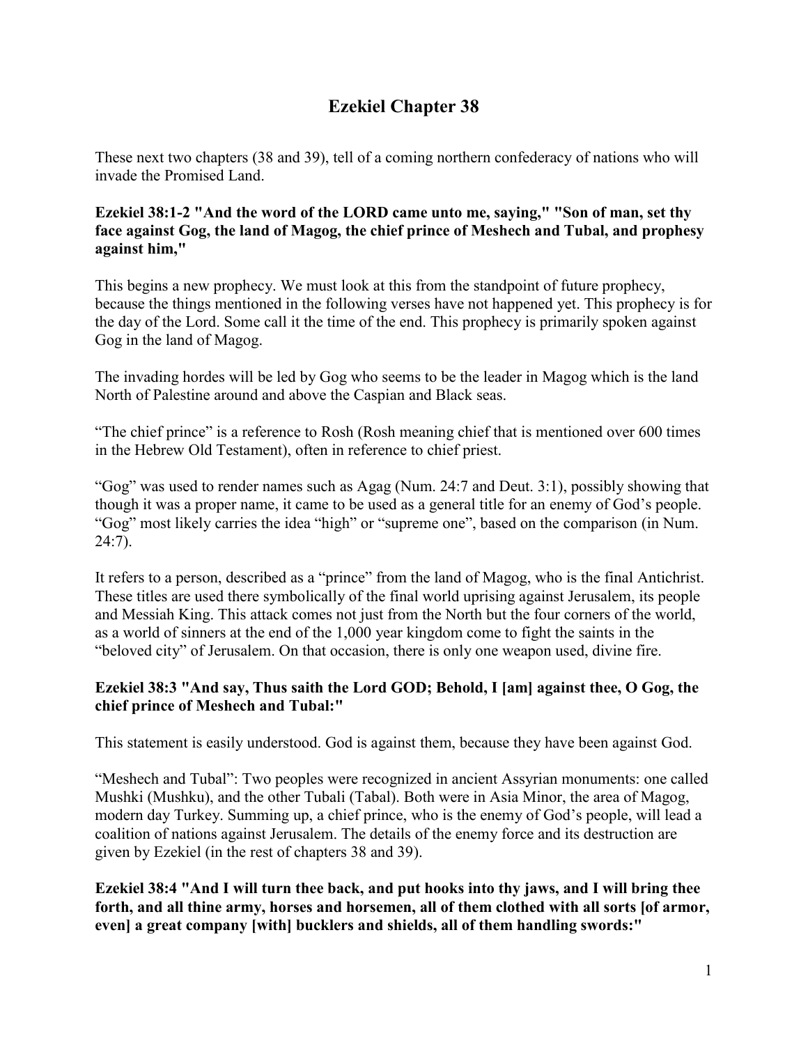# Ezekiel Chapter 38

These next two chapters (38 and 39), tell of a coming northern confederacy of nations who will invade the Promised Land.

**Ezekiel 38:1-2 "And the word of the LORD came unto me, saying," "Son of man, set thy face against Gog, the land of Magog, the chief prince of Meshech and Tubal, and prophesy against him,"**

This begins a new prophecy. We must look at this from the standpoint of future prophecy, because the things mentioned in the following verses have not happened yet. This prophecy is for the day of the Lord. Some call it the time of the end. This prophecy is primarily spoken against Gog in the land of Magog.

The invading hordes will be led by Gog who seems to be the leader in Magog which is the land North of Palestine around and above the Caspian and Black seas.

"The chief prince" is a reference to Rosh (Rosh meaning chief that is mentioned over 600 times in the Hebrew Old Testament), often in reference to chief priest.

"Gog" was used to render names such as Agag (Num. 24:7 and Deut. 3:1), possibly showing that though it was a proper name, it came to be used as a general title for an enemy of God's people. "Gog" most likely carries the idea "high" or "supreme one", based on the comparison (in Num. 24:7).

It refers to a person, described as a "prince" from the land of Magog, who is the final Antichrist. These titles are used there symbolically of the final world uprising against Jerusalem, its people and Messiah King. This attack comes not just from the North but the four corners of the world, as a world of sinners at the end of the 1,000 year kingdom come to fight the saints in the "beloved city" of Jerusalem. On that occasion, there is only one weapon used, divine fire.

**Ezekiel 38:3 "And say, Thus saith the Lord GOD; Behold, I [am] against thee, O Gog, the chief prince of Meshech and Tubal:"**

This statement is easily understood. God is against them, because they have been against God.

"Meshech and Tubal": Two peoples were recognized in ancient Assyrian monuments: one called Mushki (Mushku), and the other Tubali (Tabal). Both were in Asia Minor, the area of Magog, modern day Turkey. Summing up, a chief prince, who is the enemy of God's people, will lead a coalition of nations against Jerusalem. The details of the enemy force and its destruction are given by Ezekiel (in the rest of chapters 38 and 39).

**Ezekiel 38:4 "And I will turn thee back, and put hooks into thy jaws, and I will bring thee forth, and all thine army, horses and horsemen, all of them clothed with all sorts [of armor, even] a great company [with] bucklers and shields, all of them handling swords:"**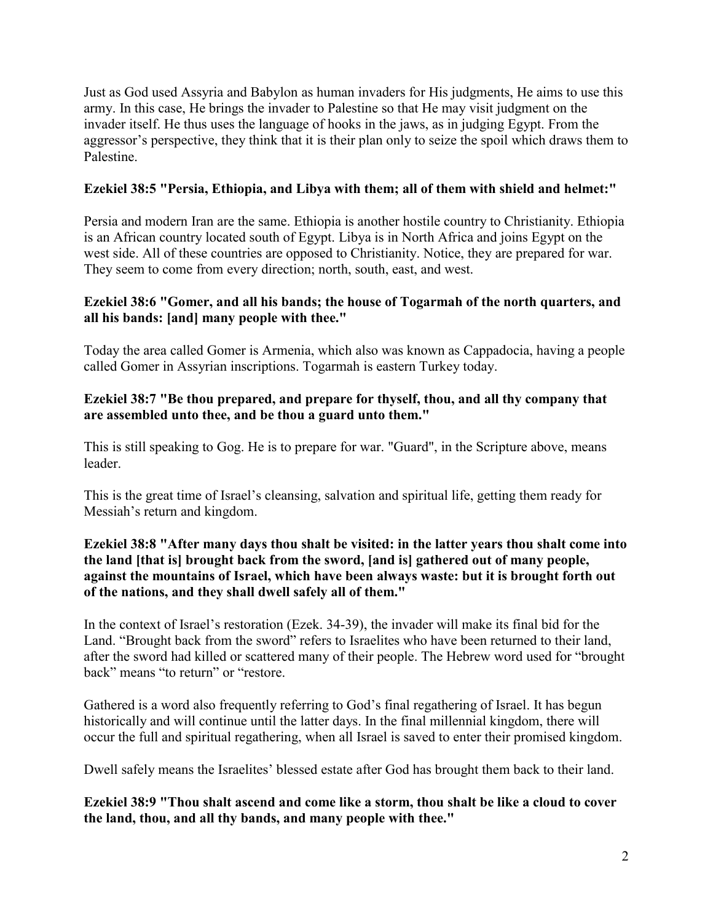Just as God used Assyria and Babylon as human invaders for His judgments, He aims to use this army. In this case, He brings the invader to Palestine so that He may visit judgment on the invader itself. He thus uses the language of hooks in the jaws, as in judging Egypt. From the aggressor's perspective, they think that it is their plan only to seize the spoil which draws them to Palestine.

**Ezekiel 38:5 "Persia, Ethiopia, and Libya with them; all of them with shield and helmet:"**

Persia and modern Iran are the same. Ethiopia is another hostile country to Christianity. Ethiopia is an African country located south of Egypt. Libya is in North Africa and joins Egypt on the west side. All of these countries are opposed to Christianity. Notice, they are prepared for war. They seem to come from every direction; north, south, east, and west.

**Ezekiel 38:6 "Gomer, and all his bands; the house of Togarmah of the north quarters, and all his bands: [and] many people with thee."**

Today the area called Gomer is Armenia, which also was known as Cappadocia, having a people called Gomer in Assyrian inscriptions. Togarmah is eastern Turkey today.

**Ezekiel 38:7 "Be thou prepared, and prepare for thyself, thou, and all thy company that are assembled unto thee, and be thou a guard unto them."**

This is still speaking to Gog. He is to prepare for war. "Guard", in the Scripture above, means leader.

This is the great time of Israel's cleansing, salvation and spiritual life, getting them ready for Messiah's return and kingdom.

**Ezekiel 38:8 "After many days thou shalt be visited: in the latter years thou shalt come into the land [that is] brought back from the sword, [and is] gathered out of many people, against the mountains of Israel, which have been always waste: but it is brought forth out of the nations, and they shall dwell safely all of them."**

In the context of Israel's restoration (Ezek. 34-39), the invader will make its final bid for the Land. "Brought back from the sword" refers to Israelites who have been returned to their land, after the sword had killed or scattered many of their people. The Hebrew word used for "brought back" means "to return" or "restore.

Gathered is a word also frequently referring to God's final regathering of Israel. It has begun historically and will continue until the latter days. In the final millennial kingdom, there will occur the full and spiritual regathering, when all Israel is saved to enter their promised kingdom.

Dwell safely means the Israelites' blessed estate after God has brought them back to their land.

**Ezekiel 38:9 "Thou shalt ascend and come like a storm, thou shalt be like a cloud to cover the land, thou, and all thy bands, and many people with thee."**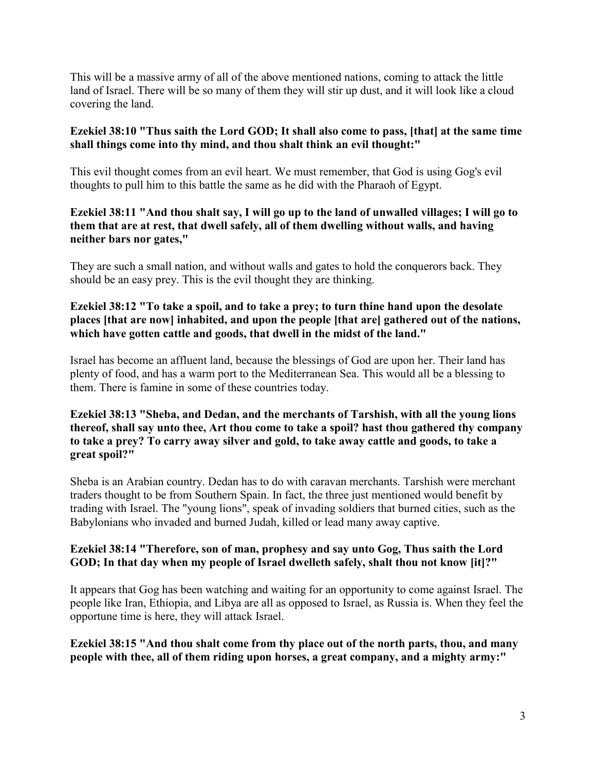This will be a massive army of all of the above mentioned nations, coming to attack the little land of Israel. There will be so many of them they will stir up dust, and it will look like a cloud covering the land.

**Ezekiel 38:10 "Thus saith the Lord GOD; It shall also come to pass, [that] at the same time shall things come into thy mind, and thou shalt think an evil thought:"**

This evil thought comes from an evil heart. We must remember, that God is using Gog's evil thoughts to pull him to this battle the same as he did with the Pharaoh of Egypt.

**Ezekiel 38:11 "And thou shalt say, I will go up to the land of unwalled villages; I will go to them that are at rest, that dwell safely, all of them dwelling without walls, and having neither bars nor gates,"**

They are such a small nation, and without walls and gates to hold the conquerors back. They should be an easy prey. This is the evil thought they are thinking.

**Ezekiel 38:12 "To take a spoil, and to take a prey; to turn thine hand upon the desolate places [that are now] inhabited, and upon the people [that are] gathered out of the nations, which have gotten cattle and goods, that dwell in the midst of the land."**

Israel has become an affluent land, because the blessings of God are upon her. Their land has plenty of food, and has a warm port to the Mediterranean Sea. This would all be a blessing to them. There is famine in some of these countries today.

**Ezekiel 38:13 "Sheba, and Dedan, and the merchants of Tarshish, with all the young lions thereof, shall say unto thee, Art thou come to take a spoil? hast thou gathered thy company to take a prey? To carry away silver and gold, to take away cattle and goods, to take a great spoil?"**

Sheba is an Arabian country. Dedan has to do with caravan merchants. Tarshish were merchant traders thought to be from Southern Spain. In fact, the three just mentioned would benefit by trading with Israel. The "young lions", speak of invading soldiers that burned cities, such as the Babylonians who invaded and burned Judah, killed or lead many away captive.

**Ezekiel 38:14 "Therefore, son of man, prophesy and say unto Gog, Thus saith the Lord GOD; In that day when my people of Israel dwelleth safely, shalt thou not know [it]?"**

It appears that Gog has been watching and waiting for an opportunity to come against Israel. The people like Iran, Ethiopia, and Libya are all as opposed to Israel, as Russia is. When they feel the opportune time is here, they will attack Israel.

**Ezekiel 38:15 "And thou shalt come from thy place out of the north parts, thou, and many people with thee, all of them riding upon horses, a great company, and a mighty army:"**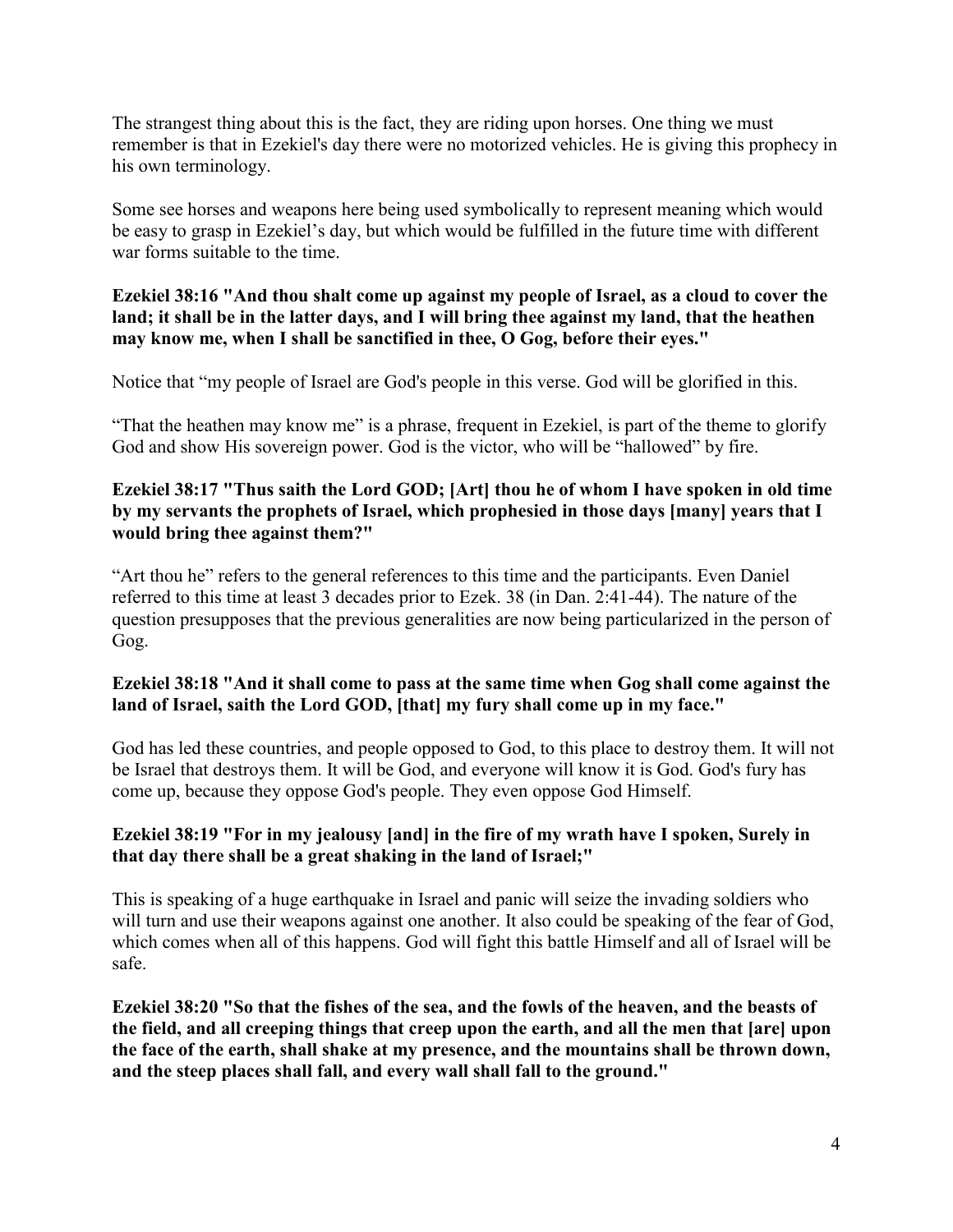The strangest thing about this is the fact, they are riding upon horses. One thing we must remember is that in Ezekiel's day there were no motorized vehicles. He is giving this prophecy in his own terminology.

Some see horses and weapons here being used symbolically to represent meaning which would be easy to grasp in Ezekiel's day, but which would be fulfilled in the future time with different war forms suitable to the time.

**Ezekiel 38:16 "And thou shalt come up against my people of Israel, as a cloud to cover the land; it shall be in the latter days, and I will bring thee against my land, that the heathen may know me, when I shall be sanctified in thee, O Gog, before their eyes."**

Notice that "my people of Israel are God's people in this verse. God will be glorified in this.

"That the heathen may know me" is a phrase, frequent in Ezekiel, is part of the theme to glorify God and show His sovereign power. God is the victor, who will be "hallowed" by fire.

**Ezekiel 38:17 "Thus saith the Lord GOD; [Art] thou he of whom I have spoken in old time by my servants the prophets of Israel, which prophesied in those days [many] years that I would bring thee against them?"**

"Art thou he" refers to the general references to this time and the participants. Even Daniel referred to this time at least 3 decades prior to Ezek. 38 (in Dan. 2:41-44). The nature of the question presupposes that the previous generalities are now being particularized in the person of Gog.

**Ezekiel 38:18 "And it shall come to pass at the same time when Gog shall come against the land of Israel, saith the Lord GOD, [that] my fury shall come up in my face."**

God has led these countries, and people opposed to God, to this place to destroy them. It will not be Israel that destroys them. It will be God, and everyone will know it is God. God's fury has come up, because they oppose God's people. They even oppose God Himself.

**Ezekiel 38:19 "For in my jealousy [and] in the fire of my wrath have I spoken, Surely in that day there shall be a great shaking in the land of Israel;"**

This is speaking of a huge earthquake in Israel and panic will seize the invading soldiers who will turn and use their weapons against one another. It also could be speaking of the fear of God, which comes when all of this happens. God will fight this battle Himself and all of Israel will be safe.

**Ezekiel 38:20 "So that the fishes of the sea, and the fowls of the heaven, and the beasts of the field, and all creeping things that creep upon the earth, and all the men that [are] upon the face of the earth, shall shake at my presence, and the mountains shall be thrown down, and the steep places shall fall, and every wall shall fall to the ground."**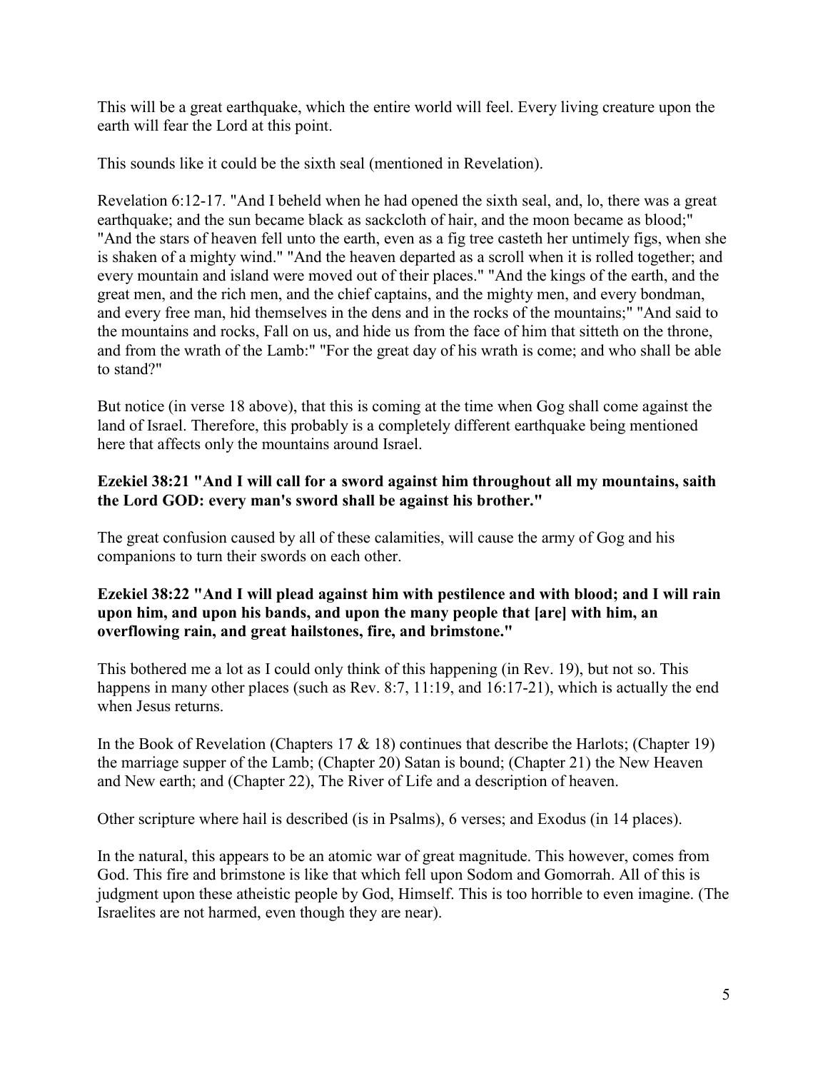This will be a great earthquake, which the entire world will feel. Every living creature upon the earth will fear the Lord at this point.

This sounds like it could be the sixth seal (mentioned in Revelation).

Revelation 6:12-17. "And I beheld when he had opened the sixth seal, and, lo, there was a great earthquake; and the sun became black as sackcloth of hair, and the moon became as blood;" "And the stars of heaven fell unto the earth, even as a fig tree casteth her untimely figs, when she is shaken of a mighty wind." "And the heaven departed as a scroll when it is rolled together; and every mountain and island were moved out of their places." "And the kings of the earth, and the great men, and the rich men, and the chief captains, and the mighty men, and every bondman, and every free man, hid themselves in the dens and in the rocks of the mountains;" "And said to the mountains and rocks, Fall on us, and hide us from the face of him that sitteth on the throne, and from the wrath of the Lamb:" "For the great day of his wrath is come; and who shall be able to stand?"

But notice (in verse 18 above), that this is coming at the time when Gog shall come against the land of Israel. Therefore, this probably is a completely different earthquake being mentioned here that affects only the mountains around Israel.

**Ezekiel 38:21 "And I will call for a sword against him throughout all my mountains, saith the Lord GOD: every man's sword shall be against his brother."**

The great confusion caused by all of these calamities, will cause the army of Gog and his companions to turn their swords on each other.

**Ezekiel 38:22 "And I will plead against him with pestilence and with blood; and I will rain upon him, and upon his bands, and upon the many people that [are] with him, an overflowing rain, and great hailstones, fire, and brimstone."**

This bothered me a lot as I could only think of this happening (in Rev. 19), but not so. This happens in many other places (such as Rev. 8:7, 11:19, and 16:17-21), which is actually the end when Jesus returns.

In the Book of Revelation (Chapters 17 & 18) continues that describe the Harlots; (Chapter 19) the marriage supper of the Lamb; (Chapter 20) Satan is bound; (Chapter 21) the New Heaven and New earth; and (Chapter 22), The River of Life and a description of heaven.

Other scripture where hail is described (is in Psalms), 6 verses; and Exodus (in 14 places).

In the natural, this appears to be an atomic war of great magnitude. This however, comes from God. This fire and brimstone is like that which fell upon Sodom and Gomorrah. All of this is judgment upon these atheistic people by God, Himself. This is too horrible to even imagine. (The Israelites are not harmed, even though they are near).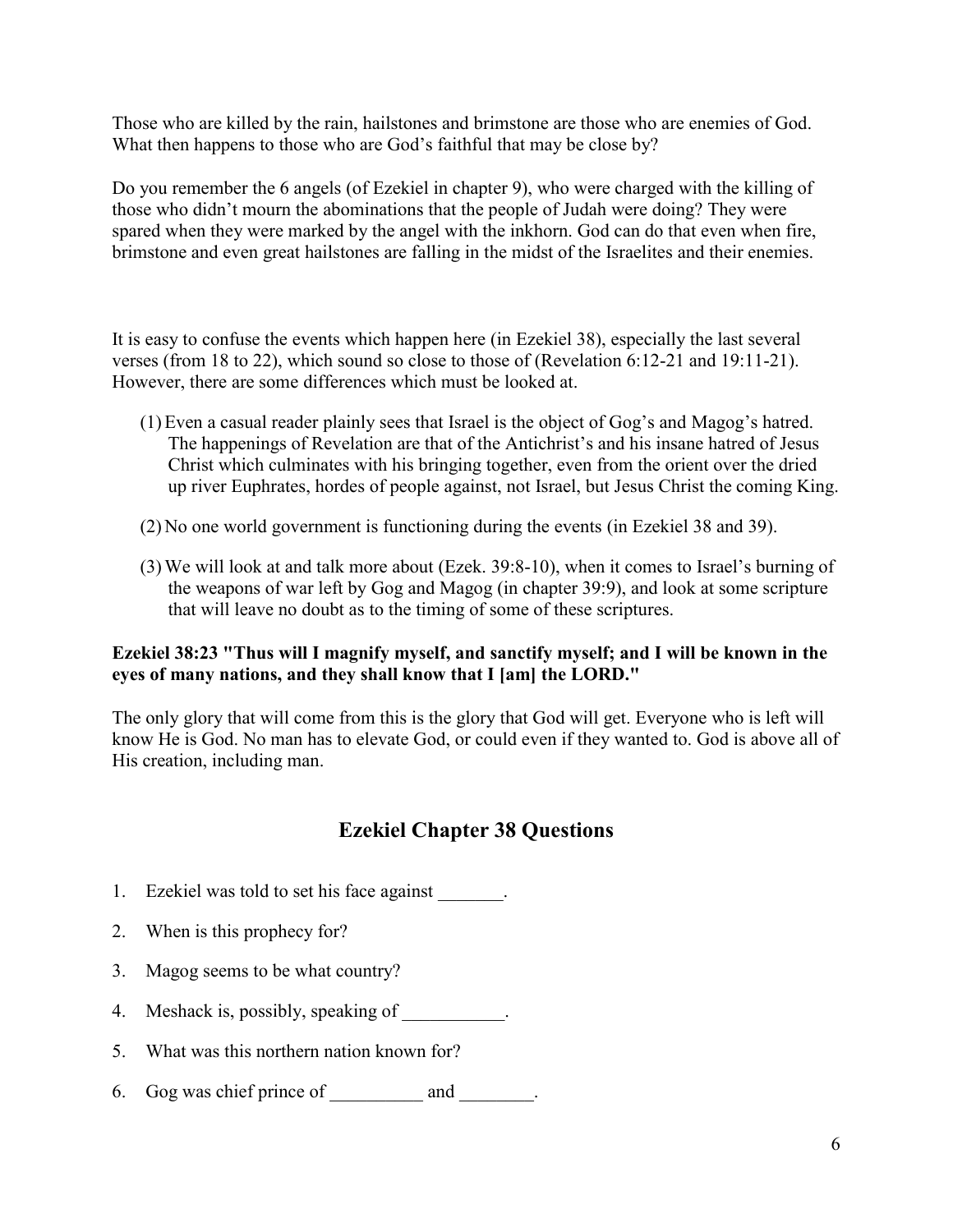Those who are killed by the rain, hailstones and brimstone are those who are enemies of God. What then happens to those who are God's faithful that may be close by?

Do you remember the 6 angels (of Ezekiel in chapter 9), who were charged with the killing of those who didn't mourn the abominations that the people of Judah were doing? They were spared when they were marked by the angel with the inkhorn. God can do that even when fire, brimstone and even great hailstones are falling in the midst of the Israelites and their enemies.

It is easy to confuse the events which happen here (in Ezekiel 38), especially the last several verses (from 18 to 22), which sound so close to those of (Revelation 6:12-21 and 19:11-21). However, there are some differences which must be looked at.

(1) Even a casual reader plainly sees that Israel is the object of Gog's and Magog's hatred. The happenings of Revelation are that of the Antichrist's and his insane hatred of Jesus Christ which culminates with his bringing together, even from the orient over the dried up river Euphrates, hordes of people against, not Israel, but Jesus Christ the coming King.

(2) No one world government is functioning during the events (in Ezekiel 38 and 39).

(3) We will look at and talk more about (Ezek. 39:8-10), when it comes to Israel's burning of the weapons of war left by Gog and Magog (in chapter 39:9), and look at some scripture that will leave no doubt as to the timing of some of these scriptures.

**Ezekiel 38:23 "Thus will I magnify myself, and sanctify myself; and I will be known in the eyes of many nations, and they shall know that I [am] the LORD."**

The only glory that will come from this is the glory that God will get. Everyone who is left will know He is God. No man has to elevate God, or could even if they wanted to. God is above all of His creation, including man.

## Ezekiel Chapter 38 Questions

1. Ezekiel was told to set his face against _______.
2. When is this prophecy for?
3. Magog seems to be what country?
4. Meshack is, possibly, speaking of ___________.
5. What was this northern nation known for?
6. Gog was chief prince of __________ and ________.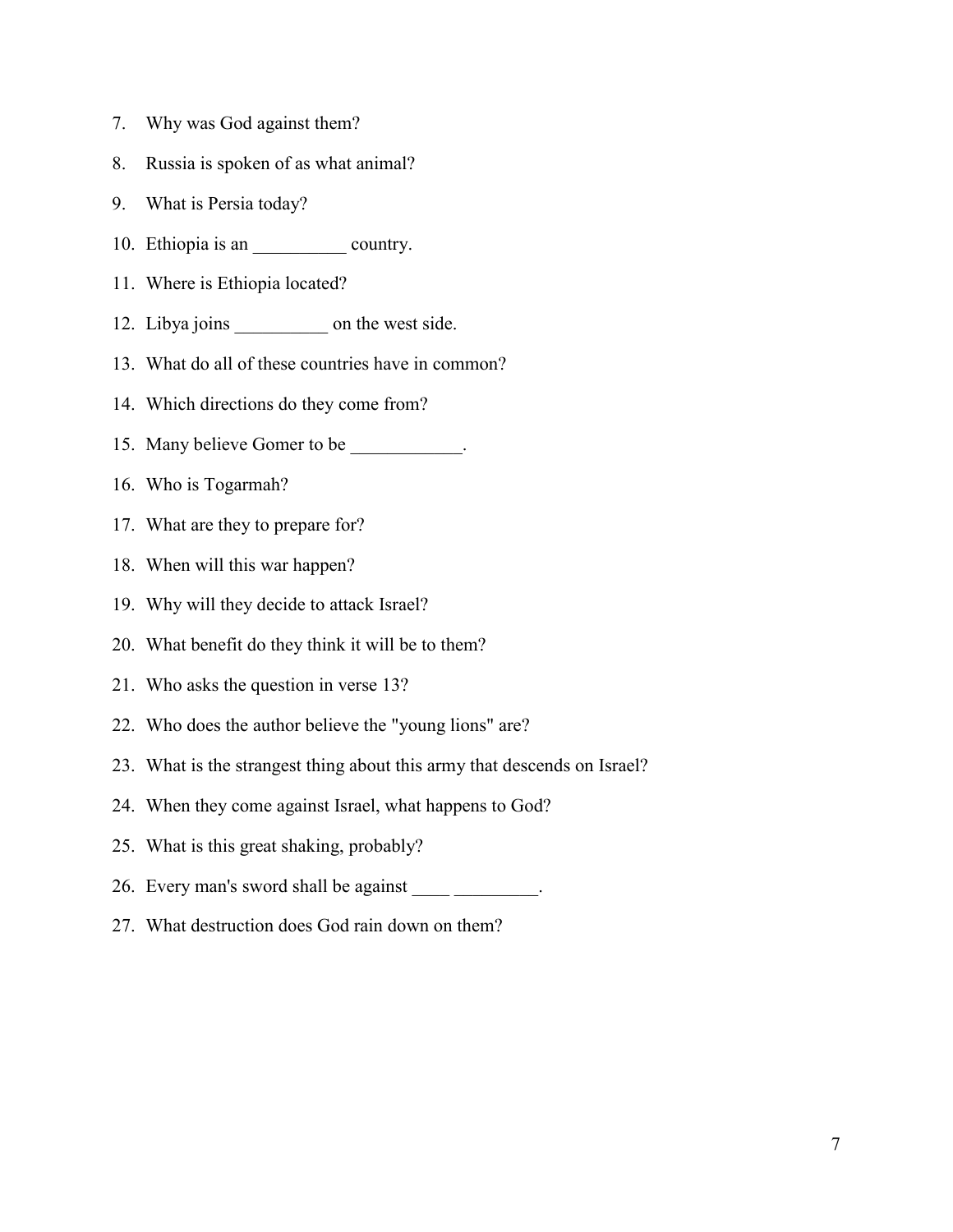7. Why was God against them?
8. Russia is spoken of as what animal?
9. What is Persia today?
10. Ethiopia is an __________ country.
11. Where is Ethiopia located?
12. Libya joins __________ on the west side.
13. What do all of these countries have in common?
14. Which directions do they come from?
15. Many believe Gomer to be ____________.
16. Who is Togarmah?
17. What are they to prepare for?
18. When will this war happen?
19. Why will they decide to attack Israel?
20. What benefit do they think it will be to them?
21. Who asks the question in verse 13?
22. Who does the author believe the "young lions" are?
23. What is the strangest thing about this army that descends on Israel?
24. When they come against Israel, what happens to God?
25. What is this great shaking, probably?
26. Every man's sword shall be against ____ _________.
27. What destruction does God rain down on them?